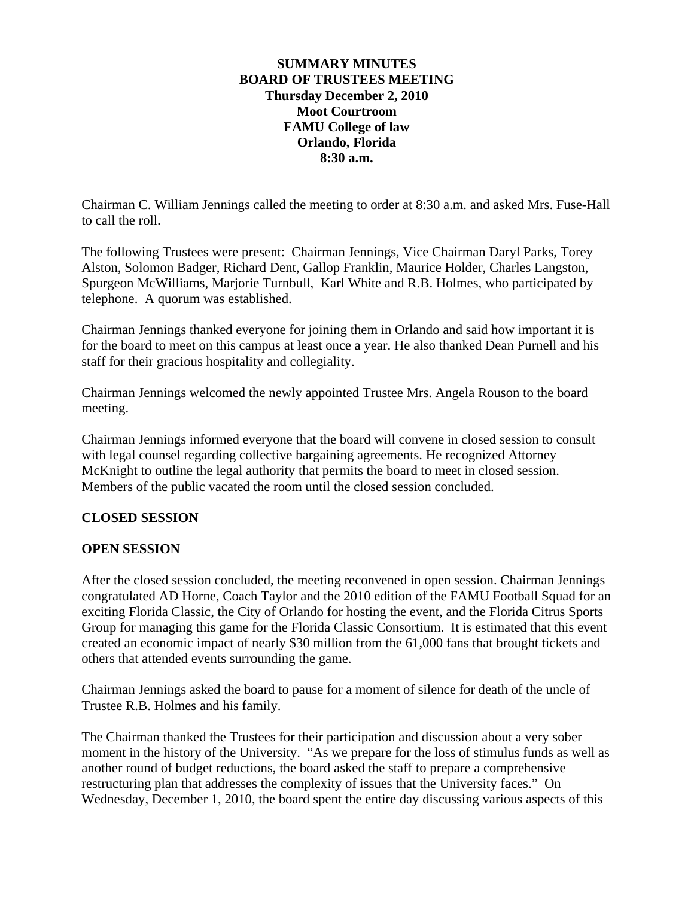**SUMMARY MINUTES**
**BOARD OF TRUSTEES MEETING**
**Thursday December 2, 2010**
**Moot Courtroom**
**FAMU College of law**
**Orlando, Florida**
**8:30 a.m.**

Chairman C. William Jennings called the meeting to order at 8:30 a.m. and asked Mrs. Fuse-Hall to call the roll.

The following Trustees were present: Chairman Jennings, Vice Chairman Daryl Parks, Torey Alston, Solomon Badger, Richard Dent, Gallop Franklin, Maurice Holder, Charles Langston, Spurgeon McWilliams, Marjorie Turnbull, Karl White and R.B. Holmes, who participated by telephone. A quorum was established.

Chairman Jennings thanked everyone for joining them in Orlando and said how important it is for the board to meet on this campus at least once a year. He also thanked Dean Purnell and his staff for their gracious hospitality and collegiality.

Chairman Jennings welcomed the newly appointed Trustee Mrs. Angela Rouson to the board meeting.

Chairman Jennings informed everyone that the board will convene in closed session to consult with legal counsel regarding collective bargaining agreements. He recognized Attorney McKnight to outline the legal authority that permits the board to meet in closed session. Members of the public vacated the room until the closed session concluded.

**CLOSED SESSION**

**OPEN SESSION**

After the closed session concluded, the meeting reconvened in open session. Chairman Jennings congratulated AD Horne, Coach Taylor and the 2010 edition of the FAMU Football Squad for an exciting Florida Classic, the City of Orlando for hosting the event, and the Florida Citrus Sports Group for managing this game for the Florida Classic Consortium. It is estimated that this event created an economic impact of nearly $30 million from the 61,000 fans that brought tickets and others that attended events surrounding the game.

Chairman Jennings asked the board to pause for a moment of silence for death of the uncle of Trustee R.B. Holmes and his family.

The Chairman thanked the Trustees for their participation and discussion about a very sober moment in the history of the University. "As we prepare for the loss of stimulus funds as well as another round of budget reductions, the board asked the staff to prepare a comprehensive restructuring plan that addresses the complexity of issues that the University faces." On Wednesday, December 1, 2010, the board spent the entire day discussing various aspects of this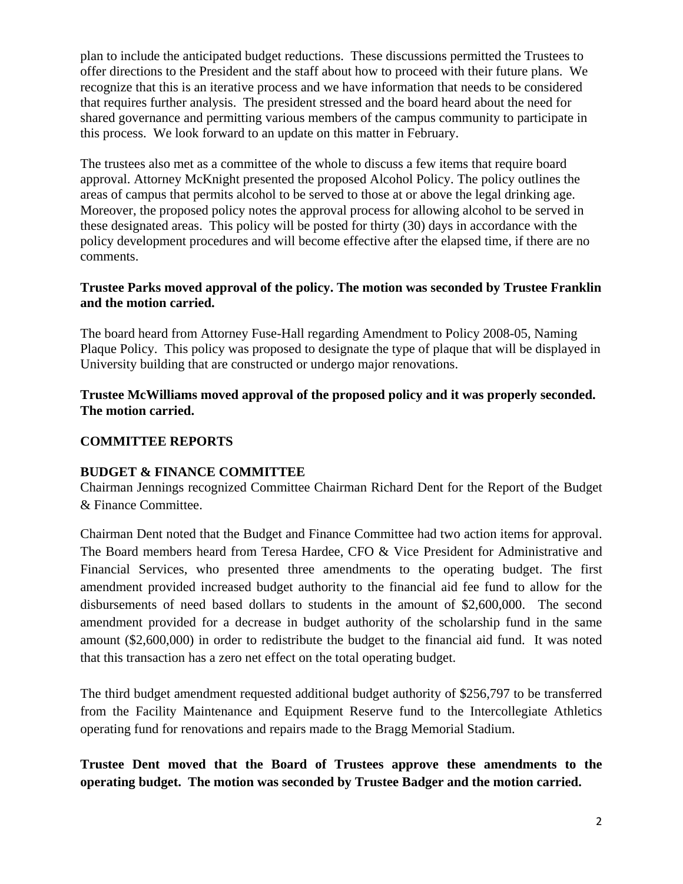plan to include the anticipated budget reductions. These discussions permitted the Trustees to offer directions to the President and the staff about how to proceed with their future plans. We recognize that this is an iterative process and we have information that needs to be considered that requires further analysis. The president stressed and the board heard about the need for shared governance and permitting various members of the campus community to participate in this process. We look forward to an update on this matter in February.

The trustees also met as a committee of the whole to discuss a few items that require board approval. Attorney McKnight presented the proposed Alcohol Policy. The policy outlines the areas of campus that permits alcohol to be served to those at or above the legal drinking age. Moreover, the proposed policy notes the approval process for allowing alcohol to be served in these designated areas. This policy will be posted for thirty (30) days in accordance with the policy development procedures and will become effective after the elapsed time, if there are no comments.

**Trustee Parks moved approval of the policy. The motion was seconded by Trustee Franklin and the motion carried.**

The board heard from Attorney Fuse-Hall regarding Amendment to Policy 2008-05, Naming Plaque Policy. This policy was proposed to designate the type of plaque that will be displayed in University building that are constructed or undergo major renovations.

**Trustee McWilliams moved approval of the proposed policy and it was properly seconded. The motion carried.**

## COMMITTEE REPORTS

### BUDGET & FINANCE COMMITTEE

Chairman Jennings recognized Committee Chairman Richard Dent for the Report of the Budget & Finance Committee.

Chairman Dent noted that the Budget and Finance Committee had two action items for approval. The Board members heard from Teresa Hardee, CFO & Vice President for Administrative and Financial Services, who presented three amendments to the operating budget. The first amendment provided increased budget authority to the financial aid fee fund to allow for the disbursements of need based dollars to students in the amount of $2,600,000. The second amendment provided for a decrease in budget authority of the scholarship fund in the same amount ($2,600,000) in order to redistribute the budget to the financial aid fund. It was noted that this transaction has a zero net effect on the total operating budget.

The third budget amendment requested additional budget authority of $256,797 to be transferred from the Facility Maintenance and Equipment Reserve fund to the Intercollegiate Athletics operating fund for renovations and repairs made to the Bragg Memorial Stadium.

**Trustee Dent moved that the Board of Trustees approve these amendments to the operating budget. The motion was seconded by Trustee Badger and the motion carried.**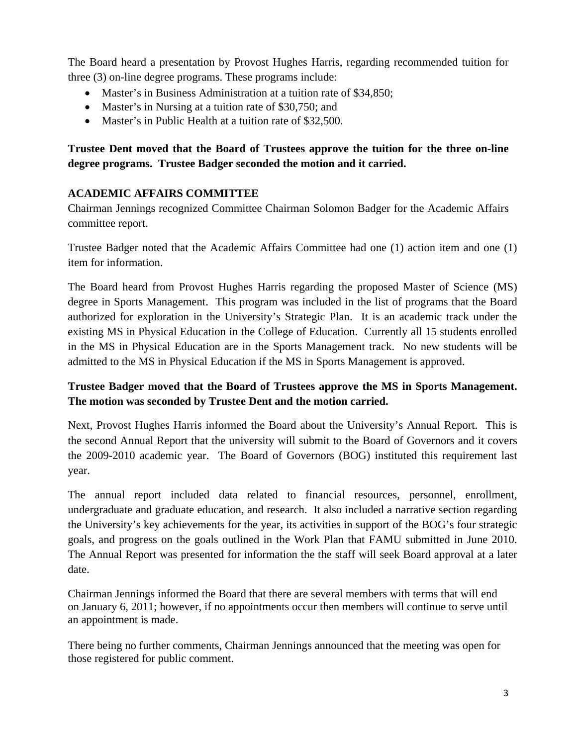The Board heard a presentation by Provost Hughes Harris, regarding recommended tuition for three (3) on-line degree programs. These programs include:

- Master's in Business Administration at a tuition rate of $34,850;
- Master's in Nursing at a tuition rate of $30,750; and
- Master's in Public Health at a tuition rate of $32,500.

**Trustee Dent moved that the Board of Trustees approve the tuition for the three on-line degree programs. Trustee Badger seconded the motion and it carried.**

**ACADEMIC AFFAIRS COMMITTEE**

Chairman Jennings recognized Committee Chairman Solomon Badger for the Academic Affairs committee report.

Trustee Badger noted that the Academic Affairs Committee had one (1) action item and one (1) item for information.

The Board heard from Provost Hughes Harris regarding the proposed Master of Science (MS) degree in Sports Management. This program was included in the list of programs that the Board authorized for exploration in the University's Strategic Plan. It is an academic track under the existing MS in Physical Education in the College of Education. Currently all 15 students enrolled in the MS in Physical Education are in the Sports Management track. No new students will be admitted to the MS in Physical Education if the MS in Sports Management is approved.

**Trustee Badger moved that the Board of Trustees approve the MS in Sports Management. The motion was seconded by Trustee Dent and the motion carried.**

Next, Provost Hughes Harris informed the Board about the University's Annual Report. This is the second Annual Report that the university will submit to the Board of Governors and it covers the 2009-2010 academic year. The Board of Governors (BOG) instituted this requirement last year.

The annual report included data related to financial resources, personnel, enrollment, undergraduate and graduate education, and research. It also included a narrative section regarding the University's key achievements for the year, its activities in support of the BOG's four strategic goals, and progress on the goals outlined in the Work Plan that FAMU submitted in June 2010. The Annual Report was presented for information the the staff will seek Board approval at a later date.

Chairman Jennings informed the Board that there are several members with terms that will end on January 6, 2011; however, if no appointments occur then members will continue to serve until an appointment is made.

There being no further comments, Chairman Jennings announced that the meeting was open for those registered for public comment.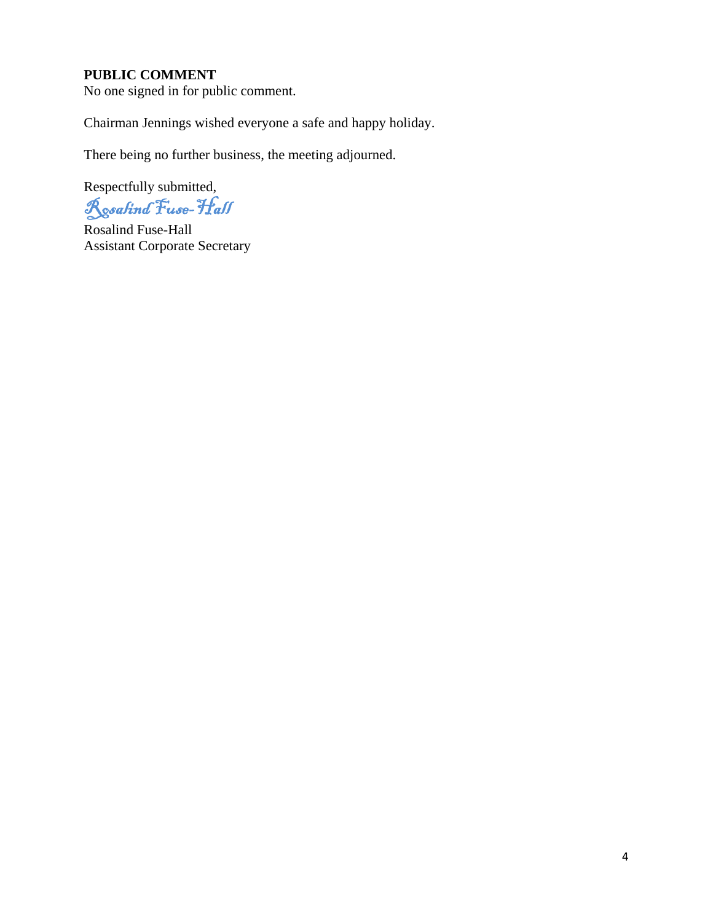**PUBLIC COMMENT**

No one signed in for public comment.

Chairman Jennings wished everyone a safe and happy holiday.

There being no further business, the meeting adjourned.

Respectfully submitted,

*Rosalind Fuse-Hall*

Rosalind Fuse-Hall
Assistant Corporate Secretary